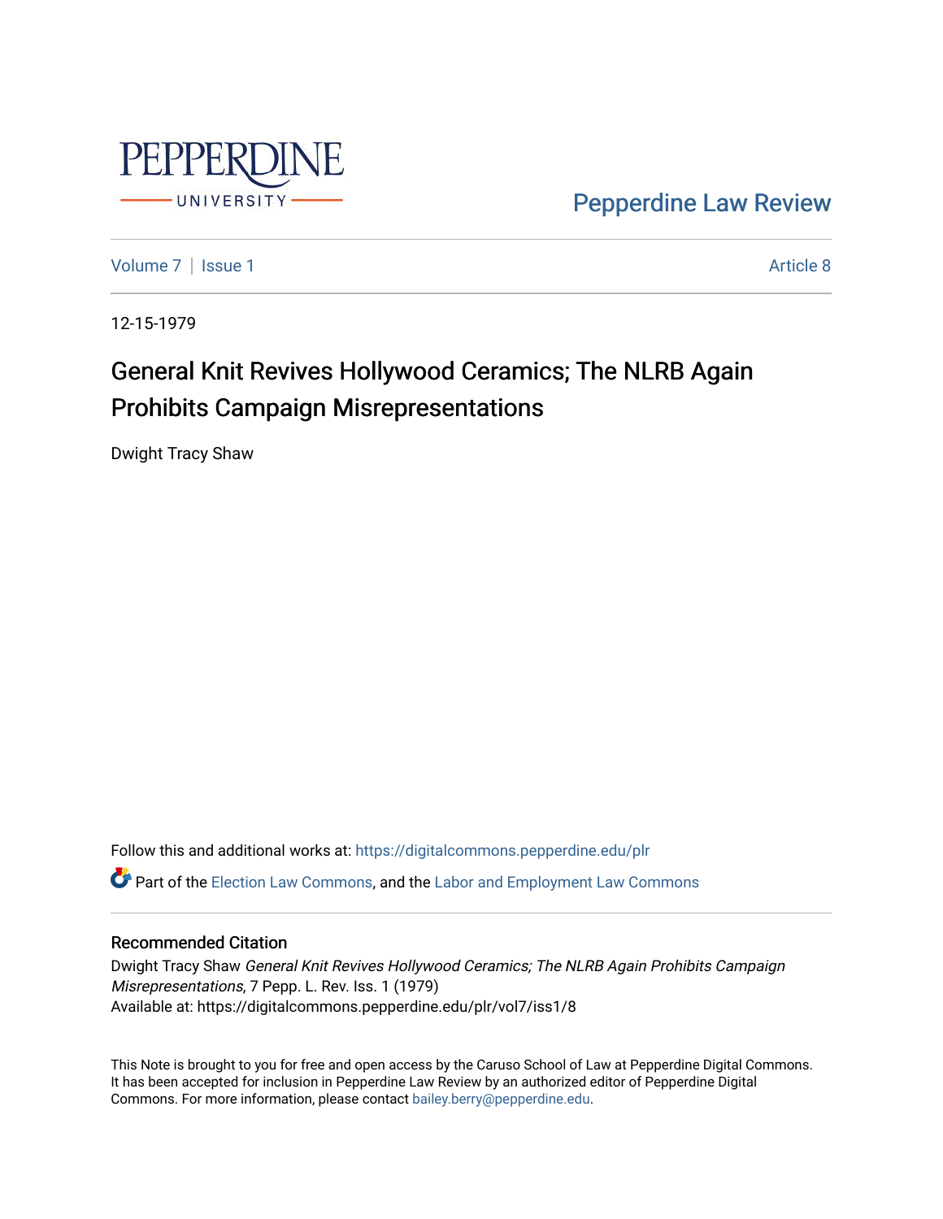Pepperdine Law Review

Volume 7 | Issue 1 — Article 8

12-15-1979

# General Knit Revives Hollywood Ceramics; The NLRB Again Prohibits Campaign Misrepresentations

Dwight Tracy Shaw

Follow this and additional works at: https://digitalcommons.pepperdine.edu/plr

Part of the Election Law Commons, and the Labor and Employment Law Commons

## Recommended Citation

Dwight Tracy Shaw *General Knit Revives Hollywood Ceramics; The NLRB Again Prohibits Campaign Misrepresentations*, 7 Pepp. L. Rev. Iss. 1 (1979)
Available at: https://digitalcommons.pepperdine.edu/plr/vol7/iss1/8

This Note is brought to you for free and open access by the Caruso School of Law at Pepperdine Digital Commons. It has been accepted for inclusion in Pepperdine Law Review by an authorized editor of Pepperdine Digital Commons. For more information, please contact bailey.berry@pepperdine.edu.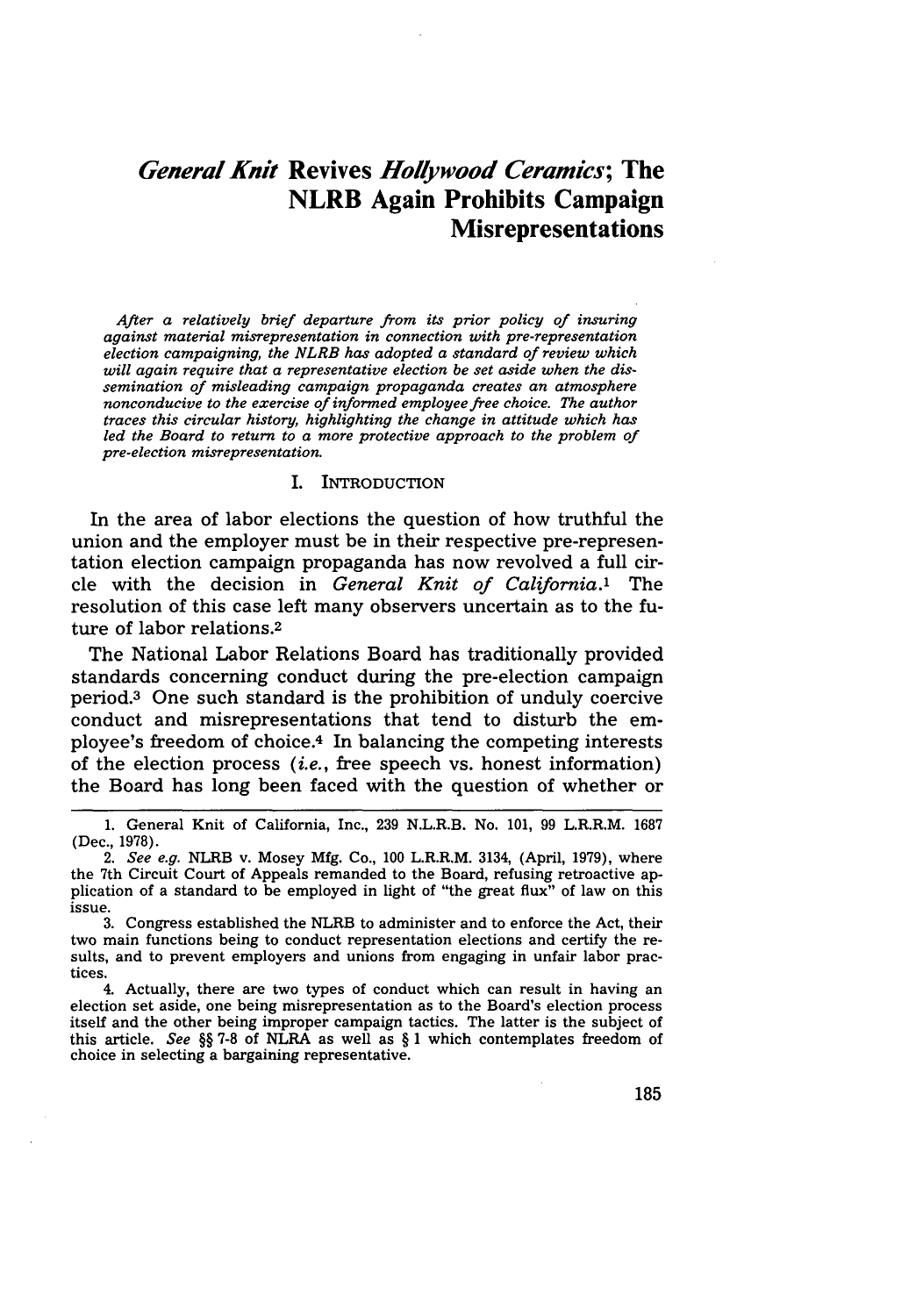# *General Knit* Revives *Hollywood Ceramics*; The NLRB Again Prohibits Campaign Misrepresentations

*After a relatively brief departure from its prior policy of insuring against material misrepresentation in connection with pre-representation election campaigning, the NLRB has adopted a standard of review which will again require that a representative election be set aside when the dissemination of misleading campaign propaganda creates an atmosphere nonconducive to the exercise of informed employee free choice. The author traces this circular history, highlighting the change in attitude which has led the Board to return to a more protective approach to the problem of pre-election misrepresentation.*

## I. INTRODUCTION

In the area of labor elections the question of how truthful the union and the employer must be in their respective pre-representation election campaign propaganda has now revolved a full circle with the decision in *General Knit of California*.[1] The resolution of this case left many observers uncertain as to the future of labor relations.[2]

The National Labor Relations Board has traditionally provided standards concerning conduct during the pre-election campaign period.[3] One such standard is the prohibition of unduly coercive conduct and misrepresentations that tend to disturb the employee's freedom of choice.[4] In balancing the competing interests of the election process (*i.e.*, free speech vs. honest information) the Board has long been faced with the question of whether or

---

1. General Knit of California, Inc., 239 N.L.R.B. No. 101, 99 L.R.R.M. 1687 (Dec., 1978).

2. *See e.g.* NLRB v. Mosey Mfg. Co., 100 L.R.R.M. 3134, (April, 1979), where the 7th Circuit Court of Appeals remanded to the Board, refusing retroactive application of a standard to be employed in light of "the great flux" of law on this issue.

3. Congress established the NLRB to administer and to enforce the Act, their two main functions being to conduct representation elections and certify the results, and to prevent employers and unions from engaging in unfair labor practices.

4. Actually, there are two types of conduct which can result in having an election set aside, one being misrepresentation as to the Board's election process itself and the other being improper campaign tactics. The latter is the subject of this article. *See* §§ 7-8 of NLRA as well as § 1 which contemplates freedom of choice in selecting a bargaining representative.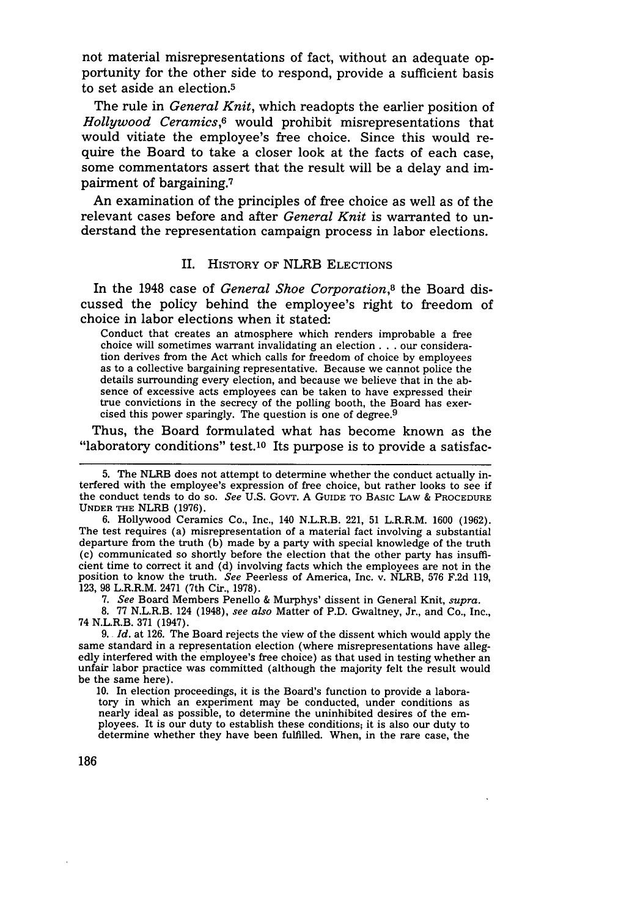not material misrepresentations of fact, without an adequate opportunity for the other side to respond, provide a sufficient basis to set aside an election.[5]

The rule in *General Knit*, which readopts the earlier position of *Hollywood Ceramics*,[6] would prohibit misrepresentations that would vitiate the employee's free choice. Since this would require the Board to take a closer look at the facts of each case, some commentators assert that the result will be a delay and impairment of bargaining.[7]

An examination of the principles of free choice as well as of the relevant cases before and after *General Knit* is warranted to understand the representation campaign process in labor elections.

## II. History of NLRB Elections

In the 1948 case of *General Shoe Corporation*,[8] the Board discussed the policy behind the employee's right to freedom of choice in labor elections when it stated:

> Conduct that creates an atmosphere which renders improbable a free choice will sometimes warrant invalidating an election . . . our consideration derives from the Act which calls for freedom of choice by employees as to a collective bargaining representative. Because we cannot police the details surrounding every election, and because we believe that in the absence of excessive acts employees can be taken to have expressed their true convictions in the secrecy of the polling booth, the Board has exercised this power sparingly. The question is one of degree.[9]

Thus, the Board formulated what has become known as the "laboratory conditions" test.[10] Its purpose is to provide a satisfac-

---

5. The NLRB does not attempt to determine whether the conduct actually interfered with the employee's expression of free choice, but rather looks to see if the conduct tends to do so. *See* U.S. Govt. A Guide to Basic Law & Procedure Under the NLRB (1976).

6. Hollywood Ceramics Co., Inc., 140 N.L.R.B. 221, 51 L.R.R.M. 1600 (1962). The test requires (a) misrepresentation of a material fact involving a substantial departure from the truth (b) made by a party with special knowledge of the truth (c) communicated so shortly before the election that the other party has insufficient time to correct it and (d) involving facts which the employees are not in the position to know the truth. *See* Peerless of America, Inc. v. NLRB, 576 F.2d 119, 123, 98 L.R.R.M. 2471 (7th Cir., 1978).

7. *See* Board Members Penello & Murphys' dissent in General Knit, *supra*.

8. 77 N.L.R.B. 124 (1948), *see also* Matter of P.D. Gwaltney, Jr., and Co., Inc., 74 N.L.R.B. 371 (1947).

9. *Id.* at 126. The Board rejects the view of the dissent which would apply the same standard in a representation election (where misrepresentations have allegedly interfered with the employee's free choice) as that used in testing whether an unfair labor practice was committed (although the majority felt the result would be the same here).

10. In election proceedings, it is the Board's function to provide a laboratory in which an experiment may be conducted, under conditions as nearly ideal as possible, to determine the uninhibited desires of the employees. It is our duty to establish these conditions; it is also our duty to determine whether they have been fulfilled. When, in the rare case, the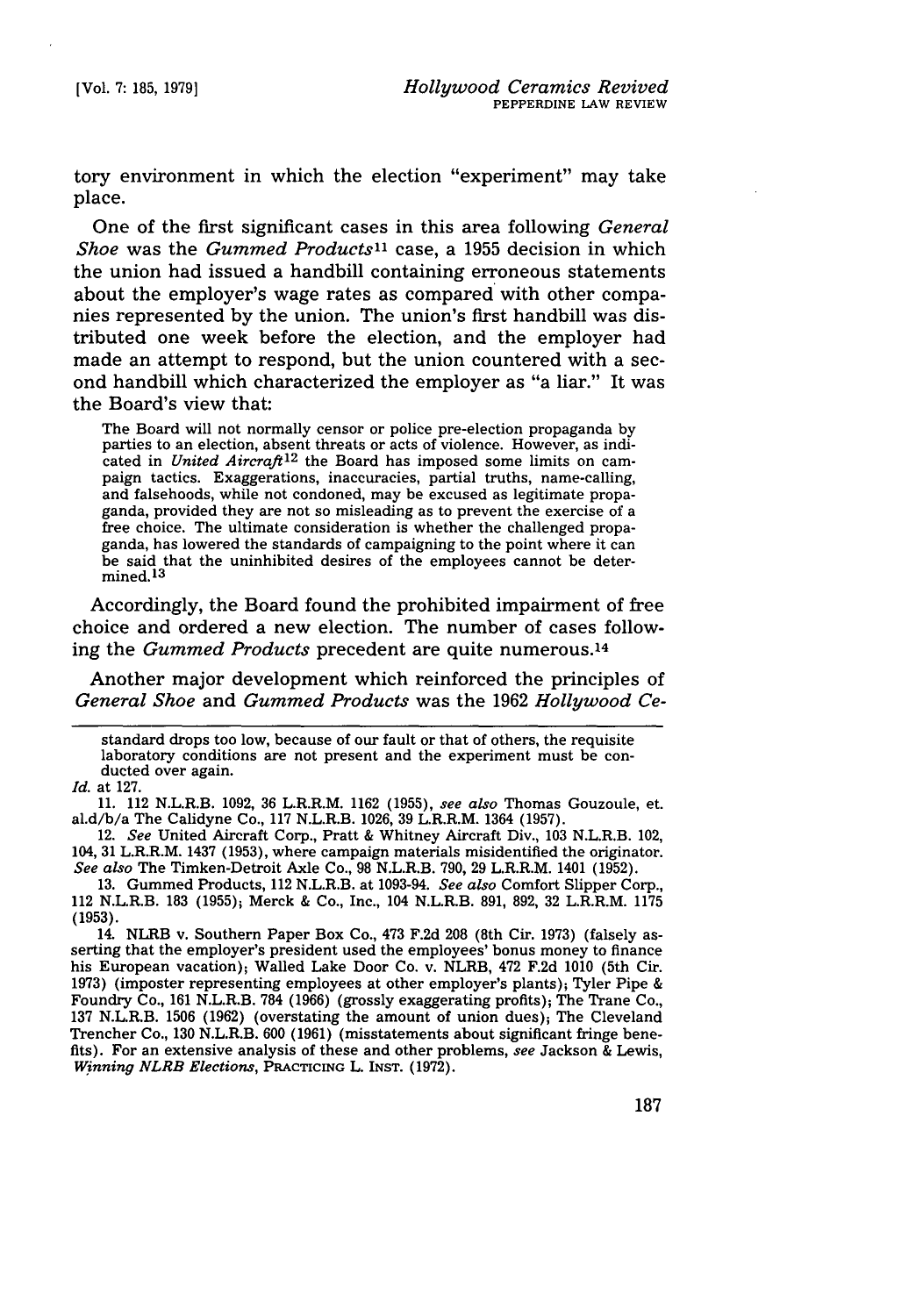tory environment in which the election "experiment" may take place.

One of the first significant cases in this area following *General Shoe* was the *Gummed Products*[11] case, a 1955 decision in which the union had issued a handbill containing erroneous statements about the employer's wage rates as compared with other companies represented by the union. The union's first handbill was distributed one week before the election, and the employer had made an attempt to respond, but the union countered with a second handbill which characterized the employer as "a liar." It was the Board's view that:

> The Board will not normally censor or police pre-election propaganda by parties to an election, absent threats or acts of violence. However, as indicated in *United Aircraft*[12] the Board has imposed some limits on campaign tactics. Exaggerations, inaccuracies, partial truths, name-calling, and falsehoods, while not condoned, may be excused as legitimate propaganda, provided they are not so misleading as to prevent the exercise of a free choice. The ultimate consideration is whether the challenged propaganda, has lowered the standards of campaigning to the point where it can be said that the uninhibited desires of the employees cannot be determined.[13]

Accordingly, the Board found the prohibited impairment of free choice and ordered a new election. The number of cases following the *Gummed Products* precedent are quite numerous.[14]

Another major development which reinforced the principles of *General Shoe* and *Gummed Products* was the 1962 *Hollywood Ce-*

---

standard drops too low, because of our fault or that of others, the requisite laboratory conditions are not present and the experiment must be conducted over again.

*Id.* at 127.

11. 112 N.L.R.B. 1092, 36 L.R.R.M. 1162 (1955), *see also* Thomas Gouzoule, et. al.d/b/a The Calidyne Co., 117 N.L.R.B. 1026, 39 L.R.R.M. 1364 (1957).

12. *See* United Aircraft Corp., Pratt & Whitney Aircraft Div., 103 N.L.R.B. 102, 104, 31 L.R.R.M. 1437 (1953), where campaign materials misidentified the originator. *See also* The Timken-Detroit Axle Co., 98 N.L.R.B. 790, 29 L.R.R.M. 1401 (1952).

13. Gummed Products, 112 N.L.R.B. at 1093-94. *See also* Comfort Slipper Corp., 112 N.L.R.B. 183 (1955); Merck & Co., Inc., 104 N.L.R.B. 891, 892, 32 L.R.R.M. 1175 (1953).

14. NLRB v. Southern Paper Box Co., 473 F.2d 208 (8th Cir. 1973) (falsely asserting that the employer's president used the employees' bonus money to finance his European vacation); Walled Lake Door Co. v. NLRB, 472 F.2d 1010 (5th Cir. 1973) (imposter representing employees at other employer's plants); Tyler Pipe & Foundry Co., 161 N.L.R.B. 784 (1966) (grossly exaggerating profits); The Trane Co., 137 N.L.R.B. 1506 (1962) (overstating the amount of union dues); The Cleveland Trencher Co., 130 N.L.R.B. 600 (1961) (misstatements about significant fringe benefits). For an extensive analysis of these and other problems, *see* Jackson & Lewis, *Winning NLRB Elections*, PRACTICING L. INST. (1972).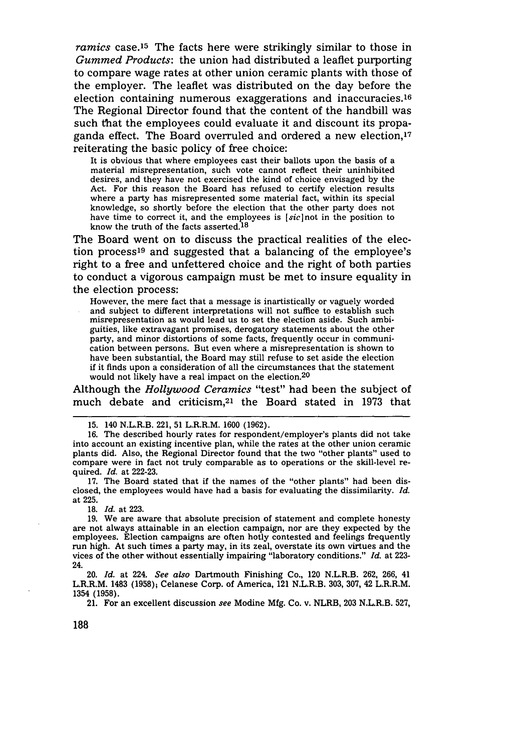*ramics* case.[15] The facts here were strikingly similar to those in *Gummed Products*: the union had distributed a leaflet purporting to compare wage rates at other union ceramic plants with those of the employer. The leaflet was distributed on the day before the election containing numerous exaggerations and inaccuracies.[16] The Regional Director found that the content of the handbill was such that the employees could evaluate it and discount its propaganda effect. The Board overruled and ordered a new election,[17] reiterating the basic policy of free choice:

> It is obvious that where employees cast their ballots upon the basis of a material misrepresentation, such vote cannot reflect their uninhibited desires, and they have not exercised the kind of choice envisaged by the Act. For this reason the Board has refused to certify election results where a party has misrepresented some material fact, within its special knowledge, so shortly before the election that the other party does not have time to correct it, and the employees is [*sic*] not in the position to know the truth of the facts asserted.[18]

The Board went on to discuss the practical realities of the election process[19] and suggested that a balancing of the employee's right to a free and unfettered choice and the right of both parties to conduct a vigorous campaign must be met to insure equality in the election process:

> However, the mere fact that a message is inartistically or vaguely worded and subject to different interpretations will not suffice to establish such misrepresentation as would lead us to set the election aside. Such ambiguities, like extravagant promises, derogatory statements about the other party, and minor distortions of some facts, frequently occur in communication between persons. But even where a misrepresentation is shown to have been substantial, the Board may still refuse to set aside the election if it finds upon a consideration of all the circumstances that the statement would not likely have a real impact on the election.[20]

Although the *Hollywood Ceramics* "test" had been the subject of much debate and criticism,[21] the Board stated in 1973 that

---

15. 140 N.L.R.B. 221, 51 L.R.R.M. 1600 (1962).

16. The described hourly rates for respondent/employer's plants did not take into account an existing incentive plan, while the rates at the other union ceramic plants did. Also, the Regional Director found that the two "other plants" used to compare were in fact not truly comparable as to operations or the skill-level required. *Id.* at 222-23.

17. The Board stated that if the names of the "other plants" had been disclosed, the employees would have had a basis for evaluating the dissimilarity. *Id.* at 225.

18. *Id.* at 223.

19. We are aware that absolute precision of statement and complete honesty are not always attainable in an election campaign, nor are they expected by the employees. Election campaigns are often hotly contested and feelings frequently run high. At such times a party may, in its zeal, overstate its own virtues and the vices of the other without essentially impairing "laboratory conditions." *Id.* at 223-24.

20. *Id.* at 224. *See also* Dartmouth Finishing Co., 120 N.L.R.B. 262, 266, 41 L.R.R.M. 1483 (1958); Celanese Corp. of America, 121 N.L.R.B. 303, 307, 42 L.R.R.M. 1354 (1958).

21. For an excellent discussion *see* Modine Mfg. Co. v. NLRB, 203 N.L.R.B. 527,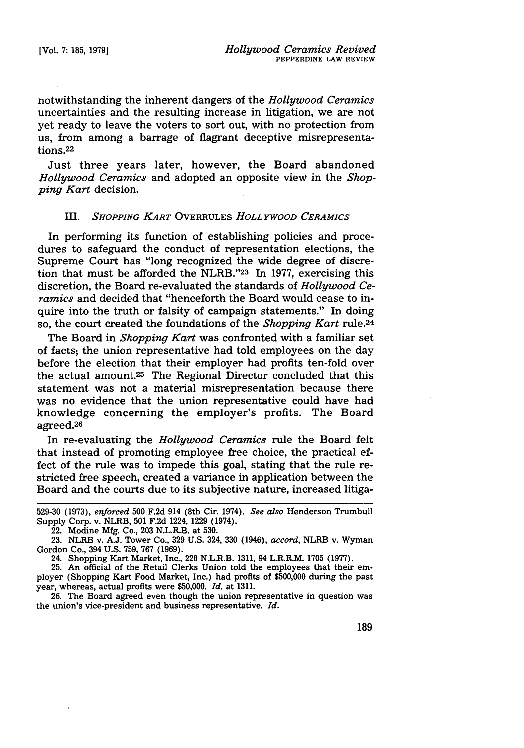notwithstanding the inherent dangers of the *Hollywood Ceramics* uncertainties and the resulting increase in litigation, we are not yet ready to leave the voters to sort out, with no protection from us, from among a barrage of flagrant deceptive misrepresentations.[22]

Just three years later, however, the Board abandoned *Hollywood Ceramics* and adopted an opposite view in the *Shopping Kart* decision.

### III. *SHOPPING KART* OVERRULES *HOLLYWOOD CERAMICS*

In performing its function of establishing policies and procedures to safeguard the conduct of representation elections, the Supreme Court has "long recognized the wide degree of discretion that must be afforded the NLRB."[23] In 1977, exercising this discretion, the Board re-evaluated the standards of *Hollywood Ceramics* and decided that "henceforth the Board would cease to inquire into the truth or falsity of campaign statements." In doing so, the court created the foundations of the *Shopping Kart* rule.[24]

The Board in *Shopping Kart* was confronted with a familiar set of facts; the union representative had told employees on the day before the election that their employer had profits ten-fold over the actual amount.[25] The Regional Director concluded that this statement was not a material misrepresentation because there was no evidence that the union representative could have had knowledge concerning the employer's profits. The Board agreed.[26]

In re-evaluating the *Hollywood Ceramics* rule the Board felt that instead of promoting employee free choice, the practical effect of the rule was to impede this goal, stating that the rule restricted free speech, created a variance in application between the Board and the courts due to its subjective nature, increased litiga-

---

529-30 (1973), *enforced* 500 F.2d 914 (8th Cir. 1974). *See also* Henderson Trumbull Supply Corp. v. NLRB, 501 F.2d 1224, 1229 (1974).

22. Modine Mfg. Co., 203 N.L.R.B. at 530.

23. NLRB v. A.J. Tower Co., 329 U.S. 324, 330 (1946), *accord*, NLRB v. Wyman Gordon Co., 394 U.S. 759, 767 (1969).

24. Shopping Kart Market, Inc., 228 N.L.R.B. 1311, 94 L.R.R.M. 1705 (1977).

25. An official of the Retail Clerks Union told the employees that their employer (Shopping Kart Food Market, Inc.) had profits of $500,000 during the past year, whereas, actual profits were $50,000. *Id.* at 1311.

26. The Board agreed even though the union representative in question was the union's vice-president and business representative. *Id.*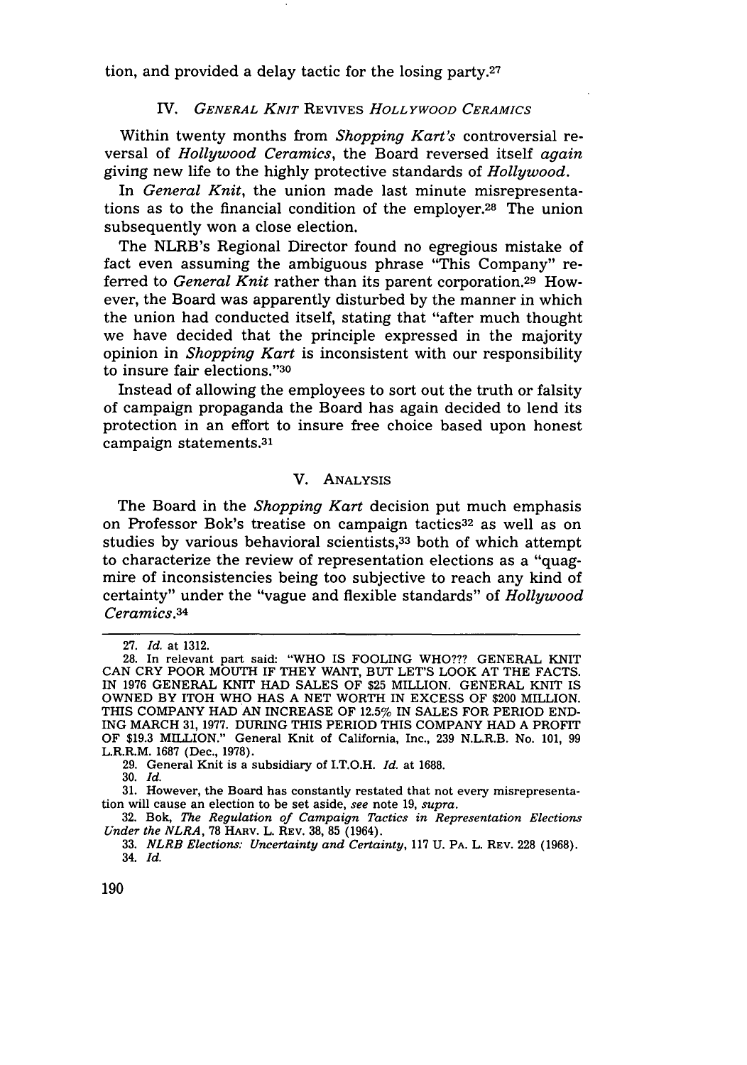tion, and provided a delay tactic for the losing party.[27]

## IV. *GENERAL KNIT* REVIVES *HOLLYWOOD CERAMICS*

Within twenty months from *Shopping Kart's* controversial reversal of *Hollywood Ceramics*, the Board reversed itself *again* giving new life to the highly protective standards of *Hollywood*.

In *General Knit*, the union made last minute misrepresentations as to the financial condition of the employer.[28] The union subsequently won a close election.

The NLRB's Regional Director found no egregious mistake of fact even assuming the ambiguous phrase "This Company" referred to *General Knit* rather than its parent corporation.[29] However, the Board was apparently disturbed by the manner in which the union had conducted itself, stating that "after much thought we have decided that the principle expressed in the majority opinion in *Shopping Kart* is inconsistent with our responsibility to insure fair elections."[30]

Instead of allowing the employees to sort out the truth or falsity of campaign propaganda the Board has again decided to lend its protection in an effort to insure free choice based upon honest campaign statements.[31]

## V. ANALYSIS

The Board in the *Shopping Kart* decision put much emphasis on Professor Bok's treatise on campaign tactics[32] as well as on studies by various behavioral scientists,[33] both of which attempt to characterize the review of representation elections as a "quagmire of inconsistencies being too subjective to reach any kind of certainty" under the "vague and flexible standards" of *Hollywood Ceramics*.[34]

---

27. *Id.* at 1312.

28. In relevant part said: "WHO IS FOOLING WHO??? GENERAL KNIT CAN CRY POOR MOUTH IF THEY WANT, BUT LET'S LOOK AT THE FACTS. IN 1976 GENERAL KNIT HAD SALES OF $25 MILLION. GENERAL KNIT IS OWNED BY ITOH WHO HAS A NET WORTH IN EXCESS OF $200 MILLION. THIS COMPANY HAD AN INCREASE OF 12.5% IN SALES FOR PERIOD ENDING MARCH 31, 1977. DURING THIS PERIOD THIS COMPANY HAD A PROFIT OF $19.3 MILLION." General Knit of California, Inc., 239 N.L.R.B. No. 101, 99 L.R.R.M. 1687 (Dec., 1978).

29. General Knit is a subsidiary of I.T.O.H. *Id.* at 1688.

30. *Id.*

31. However, the Board has constantly restated that not every misrepresentation will cause an election to be set aside, *see* note 19, *supra*.

32. Bok, *The Regulation of Campaign Tactics in Representation Elections Under the NLRA*, 78 HARV. L. REV. 38, 85 (1964).

33. *NLRB Elections: Uncertainty and Certainty*, 117 U. PA. L. REV. 228 (1968).

34. *Id.*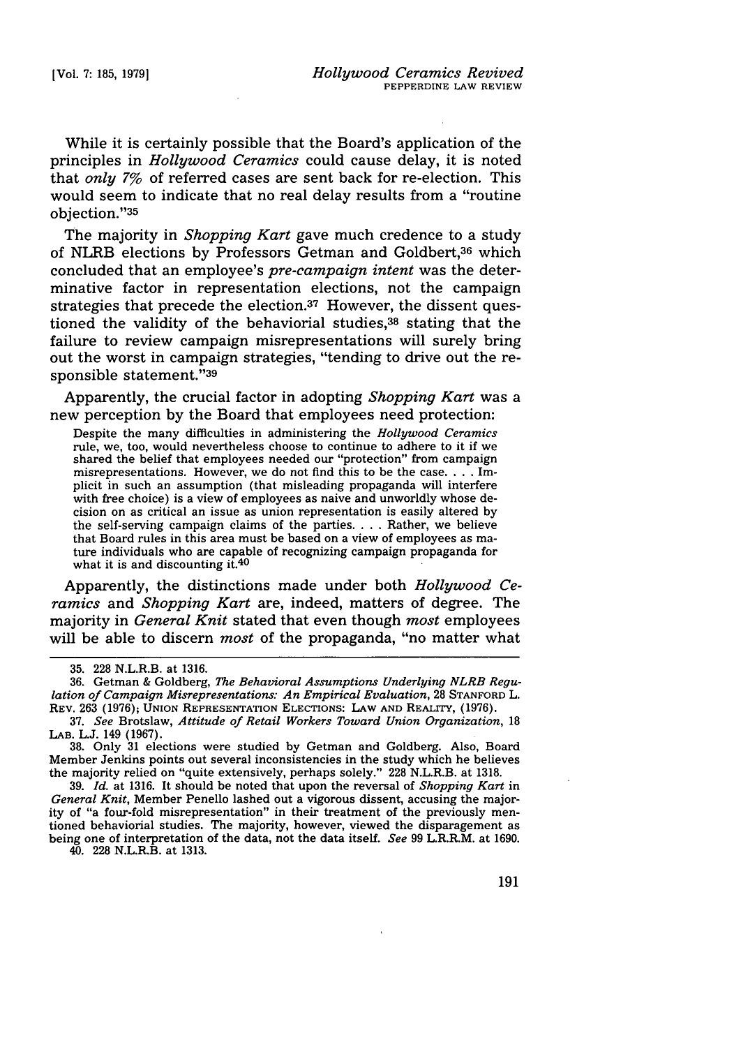While it is certainly possible that the Board's application of the principles in *Hollywood Ceramics* could cause delay, it is noted that *only 7%* of referred cases are sent back for re-election. This would seem to indicate that no real delay results from a "routine objection."[35]

The majority in *Shopping Kart* gave much credence to a study of NLRB elections by Professors Getman and Goldbert,[36] which concluded that an employee's *pre-campaign intent* was the determinative factor in representation elections, not the campaign strategies that precede the election.[37] However, the dissent questioned the validity of the behaviorial studies,[38] stating that the failure to review campaign misrepresentations will surely bring out the worst in campaign strategies, "tending to drive out the responsible statement."[39]

Apparently, the crucial factor in adopting *Shopping Kart* was a new perception by the Board that employees need protection:

> Despite the many difficulties in administering the *Hollywood Ceramics* rule, we, too, would nevertheless choose to continue to adhere to it if we shared the belief that employees needed our "protection" from campaign misrepresentations. However, we do not find this to be the case. . . . Implicit in such an assumption (that misleading propaganda will interfere with free choice) is a view of employees as naive and unworldly whose decision on as critical an issue as union representation is easily altered by the self-serving campaign claims of the parties. . . . Rather, we believe that Board rules in this area must be based on a view of employees as mature individuals who are capable of recognizing campaign propaganda for what it is and discounting it.[40]

Apparently, the distinctions made under both *Hollywood Ceramics* and *Shopping Kart* are, indeed, matters of degree. The majority in *General Knit* stated that even though *most* employees will be able to discern *most* of the propaganda, "no matter what

---

35. 228 N.L.R.B. at 1316.

36. Getman & Goldberg, *The Behavioral Assumptions Underlying NLRB Regulation of Campaign Misrepresentations: An Empirical Evaluation*, 28 STANFORD L. REV. 263 (1976); UNION REPRESENTATION ELECTIONS: LAW AND REALITY, (1976).

37. *See* Brotslaw, *Attitude of Retail Workers Toward Union Organization*, 18 LAB. L.J. 149 (1967).

38. Only 31 elections were studied by Getman and Goldberg. Also, Board Member Jenkins points out several inconsistencies in the study which he believes the majority relied on "quite extensively, perhaps solely." 228 N.L.R.B. at 1318.

39. *Id.* at 1316. It should be noted that upon the reversal of *Shopping Kart* in *General Knit*, Member Penello lashed out a vigorous dissent, accusing the majority of "a four-fold misrepresentation" in their treatment of the previously mentioned behaviorial studies. The majority, however, viewed the disparagement as being one of interpretation of the data, not the data itself. *See* 99 L.R.R.M. at 1690.

40. 228 N.L.R.B. at 1313.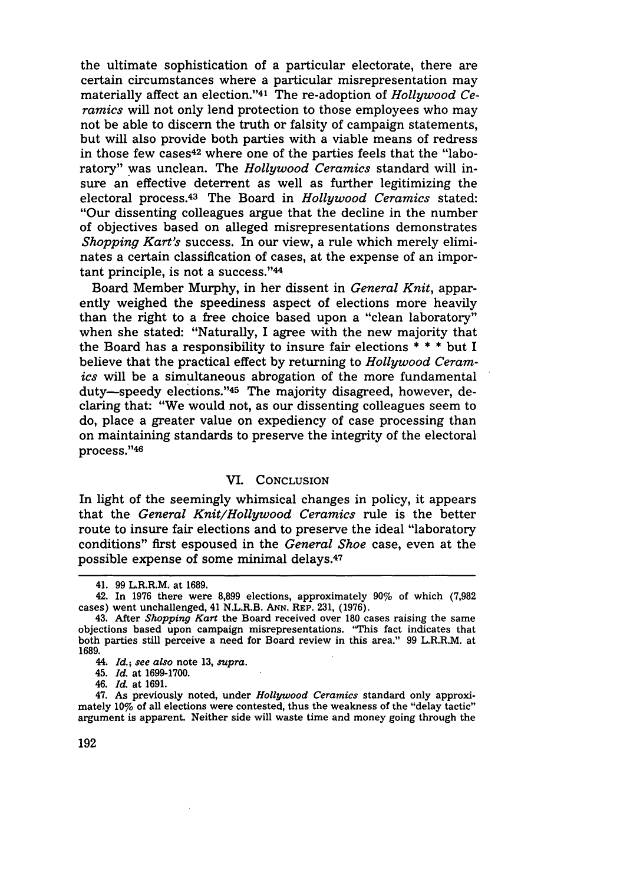the ultimate sophistication of a particular electorate, there are certain circumstances where a particular misrepresentation may materially affect an election."[41] The re-adoption of *Hollywood Ceramics* will not only lend protection to those employees who may not be able to discern the truth or falsity of campaign statements, but will also provide both parties with a viable means of redress in those few cases[42] where one of the parties feels that the "laboratory" was unclean. The *Hollywood Ceramics* standard will insure an effective deterrent as well as further legitimizing the electoral process.[43] The Board in *Hollywood Ceramics* stated: "Our dissenting colleagues argue that the decline in the number of objectives based on alleged misrepresentations demonstrates *Shopping Kart's* success. In our view, a rule which merely eliminates a certain classification of cases, at the expense of an important principle, is not a success."[44]

Board Member Murphy, in her dissent in *General Knit*, apparently weighed the speediness aspect of elections more heavily than the right to a free choice based upon a "clean laboratory" when she stated: "Naturally, I agree with the new majority that the Board has a responsibility to insure fair elections * * * but I believe that the practical effect by returning to *Hollywood Ceramics* will be a simultaneous abrogation of the more fundamental duty—speedy elections."[45] The majority disagreed, however, declaring that: "We would not, as our dissenting colleagues seem to do, place a greater value on expediency of case processing than on maintaining standards to preserve the integrity of the electoral process."[46]

## VI. Conclusion

In light of the seemingly whimsical changes in policy, it appears that the *General Knit/Hollywood Ceramics* rule is the better route to insure fair elections and to preserve the ideal "laboratory conditions" first espoused in the *General Shoe* case, even at the possible expense of some minimal delays.[47]

---

41. 99 L.R.R.M. at 1689.

42. In 1976 there were 8,899 elections, approximately 90% of which (7,982 cases) went unchallenged, 41 N.L.R.B. Ann. Rep. 231, (1976).

43. After *Shopping Kart* the Board received over 180 cases raising the same objections based upon campaign misrepresentations. "This fact indicates that both parties still perceive a need for Board review in this area." 99 L.R.R.M. at 1689.

44. *Id.*; *see also* note 13, *supra*.

45. *Id.* at 1699-1700.

46. *Id.* at 1691.

47. As previously noted, under *Hollywood Ceramics* standard only approximately 10% of all elections were contested, thus the weakness of the "delay tactic" argument is apparent. Neither side will waste time and money going through the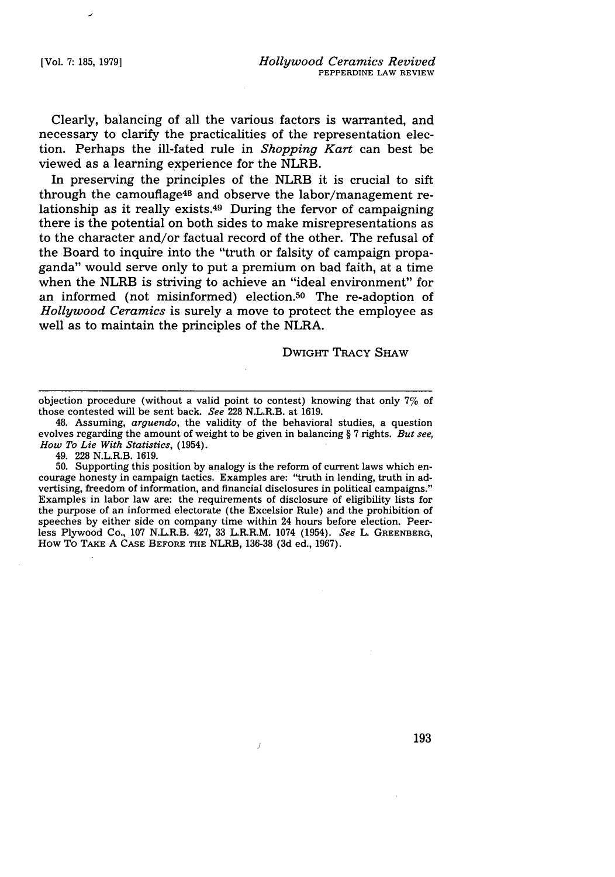Clearly, balancing of all the various factors is warranted, and necessary to clarify the practicalities of the representation election. Perhaps the ill-fated rule in *Shopping Kart* can best be viewed as a learning experience for the NLRB.

In preserving the principles of the NLRB it is crucial to sift through the camouflage[48] and observe the labor/management relationship as it really exists.[49] During the fervor of campaigning there is the potential on both sides to make misrepresentations as to the character and/or factual record of the other. The refusal of the Board to inquire into the "truth or falsity of campaign propaganda" would serve only to put a premium on bad faith, at a time when the NLRB is striving to achieve an "ideal environment" for an informed (not misinformed) election.[50] The re-adoption of *Hollywood Ceramics* is surely a move to protect the employee as well as to maintain the principles of the NLRA.

DWIGHT TRACY SHAW

---

objection procedure (without a valid point to contest) knowing that only 7% of those contested will be sent back. *See* 228 N.L.R.B. at 1619.

48. Assuming, *arguendo*, the validity of the behavioral studies, a question evolves regarding the amount of weight to be given in balancing § 7 rights. *But see, How To Lie With Statistics*, (1954).

49. 228 N.L.R.B. 1619.

50. Supporting this position by analogy is the reform of current laws which encourage honesty in campaign tactics. Examples are: "truth in lending, truth in advertising, freedom of information, and financial disclosures in political campaigns." Examples in labor law are: the requirements of disclosure of eligibility lists for the purpose of an informed electorate (the Excelsior Rule) and the prohibition of speeches by either side on company time within 24 hours before election. Peerless Plywood Co., 107 N.L.R.B. 427, 33 L.R.R.M. 1074 (1954). *See* L. GREENBERG, HOW TO TAKE A CASE BEFORE THE NLRB, 136-38 (3d ed., 1967).